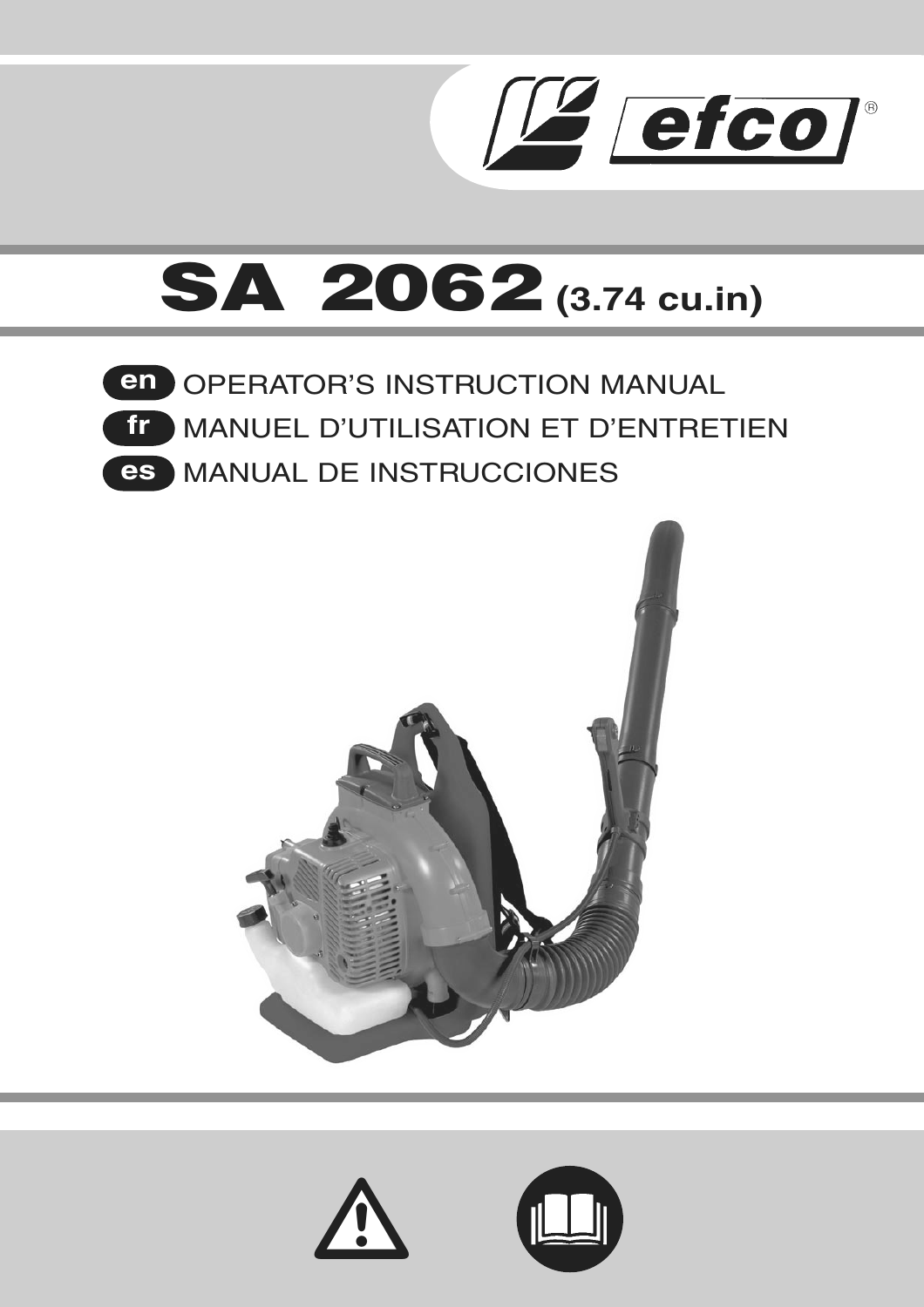efco®

# SA 2062 (3.74 cu.in)

**en** OPERATOR’S INSTRUCTION MANUAL

**fr** MANUEL D’UTILISATION ET D’ENTRETIEN

**es** MANUAL DE INSTRUCCIONES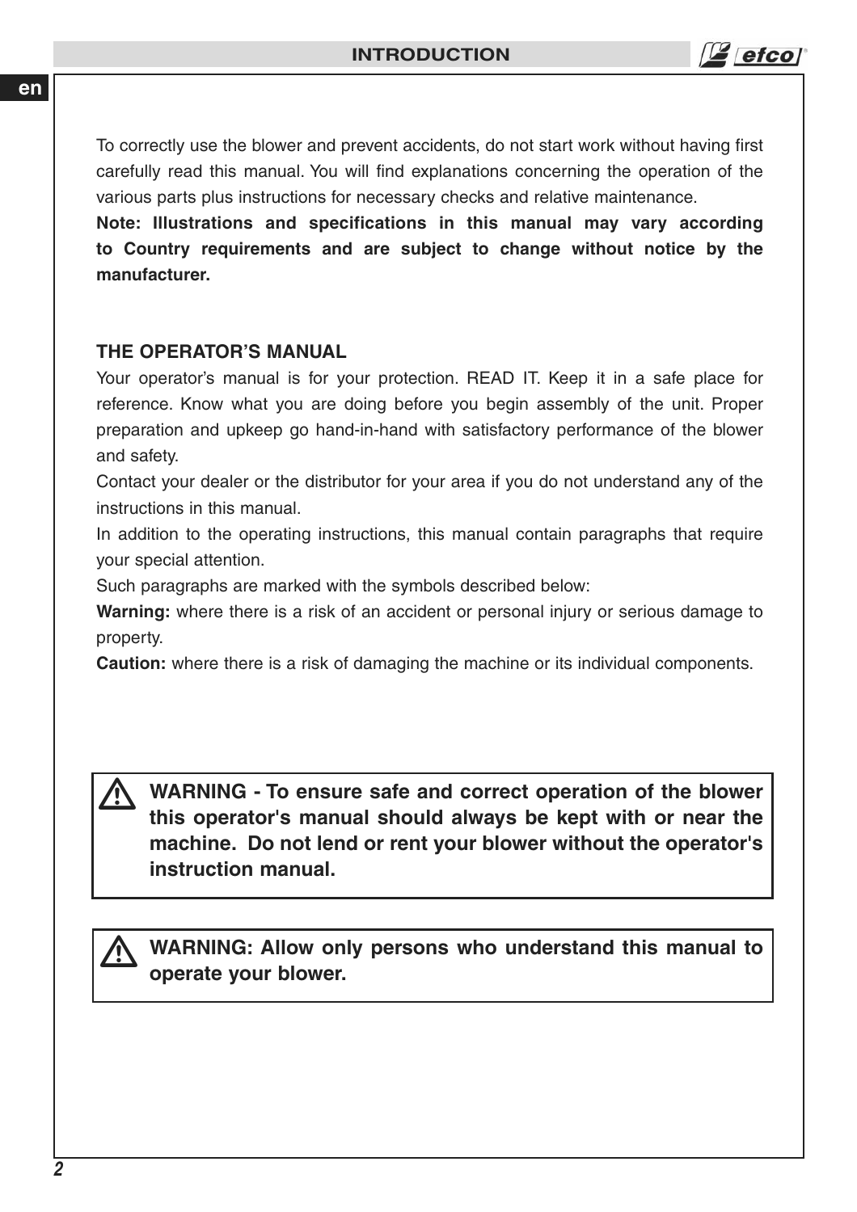# INTRODUCTION

To correctly use the blower and prevent accidents, do not start work without having first carefully read this manual. You will find explanations concerning the operation of the various parts plus instructions for necessary checks and relative maintenance.

**Note: Illustrations and specifications in this manual may vary according to Country requirements and are subject to change without notice by the manufacturer.**

## THE OPERATOR'S MANUAL

Your operator's manual is for your protection. READ IT. Keep it in a safe place for reference. Know what you are doing before you begin assembly of the unit. Proper preparation and upkeep go hand-in-hand with satisfactory performance of the blower and safety.

Contact your dealer or the distributor for your area if you do not understand any of the instructions in this manual.

In addition to the operating instructions, this manual contain paragraphs that require your special attention.

Such paragraphs are marked with the symbols described below:

**Warning:** where there is a risk of an accident or personal injury or serious damage to property.

**Caution:** where there is a risk of damaging the machine or its individual components.

⚠ **WARNING - To ensure safe and correct operation of the blower this operator's manual should always be kept with or near the machine. Do not lend or rent your blower without the operator's instruction manual.**

⚠ **WARNING: Allow only persons who understand this manual to operate your blower.**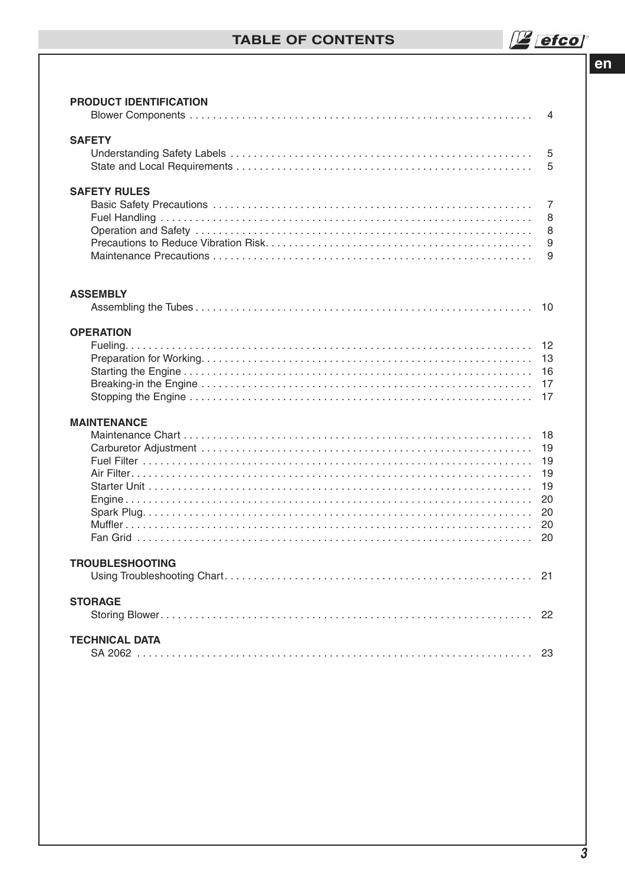# TABLE OF CONTENTS

**PRODUCT IDENTIFICATION**
- Blower Components . . . . . . . . 4

**SAFETY**
- Understanding Safety Labels . . . . . . . . 5
- State and Local Requirements . . . . . . . . 5

**SAFETY RULES**
- Basic Safety Precautions . . . . . . . . 7
- Fuel Handling . . . . . . . . 8
- Operation and Safety . . . . . . . . 8
- Precautions to Reduce Vibration Risk. . . . . . . . . 9
- Maintenance Precautions . . . . . . . . 9

**ASSEMBLY**
- Assembling the Tubes . . . . . . . . 10

**OPERATION**
- Fueling. . . . . . . . . 12
- Preparation for Working. . . . . . . . . 13
- Starting the Engine . . . . . . . . 16
- Breaking-in the Engine . . . . . . . . 17
- Stopping the Engine . . . . . . . . 17

**MAINTENANCE**
- Maintenance Chart . . . . . . . . 18
- Carburetor Adjustment . . . . . . . . 19
- Fuel Filter . . . . . . . . 19
- Air Filter. . . . . . . . . 19
- Starter Unit . . . . . . . . 19
- Engine. . . . . . . . . 20
- Spark Plug. . . . . . . . . 20
- Muffler . . . . . . . . 20
- Fan Grid . . . . . . . . 20

**TROUBLESHOOTING**
- Using Troubleshooting Chart. . . . . . . . . 21

**STORAGE**
- Storing Blower. . . . . . . . . 22

**TECHNICAL DATA**
- SA 2062 . . . . . . . . 23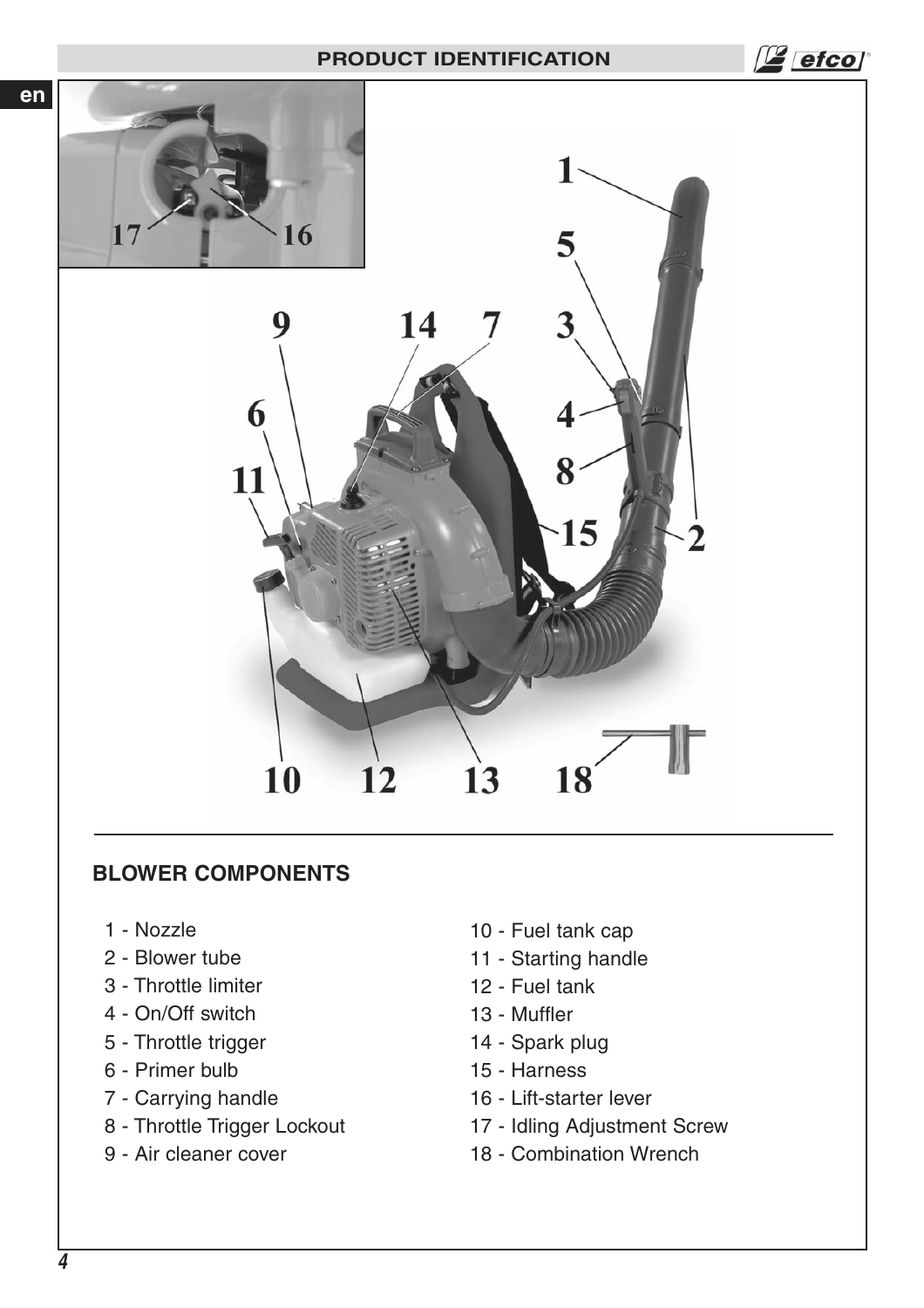## PRODUCT IDENTIFICATION

### BLOWER COMPONENTS

1 - Nozzle
2 - Blower tube
3 - Throttle limiter
4 - On/Off switch
5 - Throttle trigger
6 - Primer bulb
7 - Carrying handle
8 - Throttle Trigger Lockout
9 - Air cleaner cover
10 - Fuel tank cap
11 - Starting handle
12 - Fuel tank
13 - Muffler
14 - Spark plug
15 - Harness
16 - Lift-starter lever
17 - Idling Adjustment Screw
18 - Combination Wrench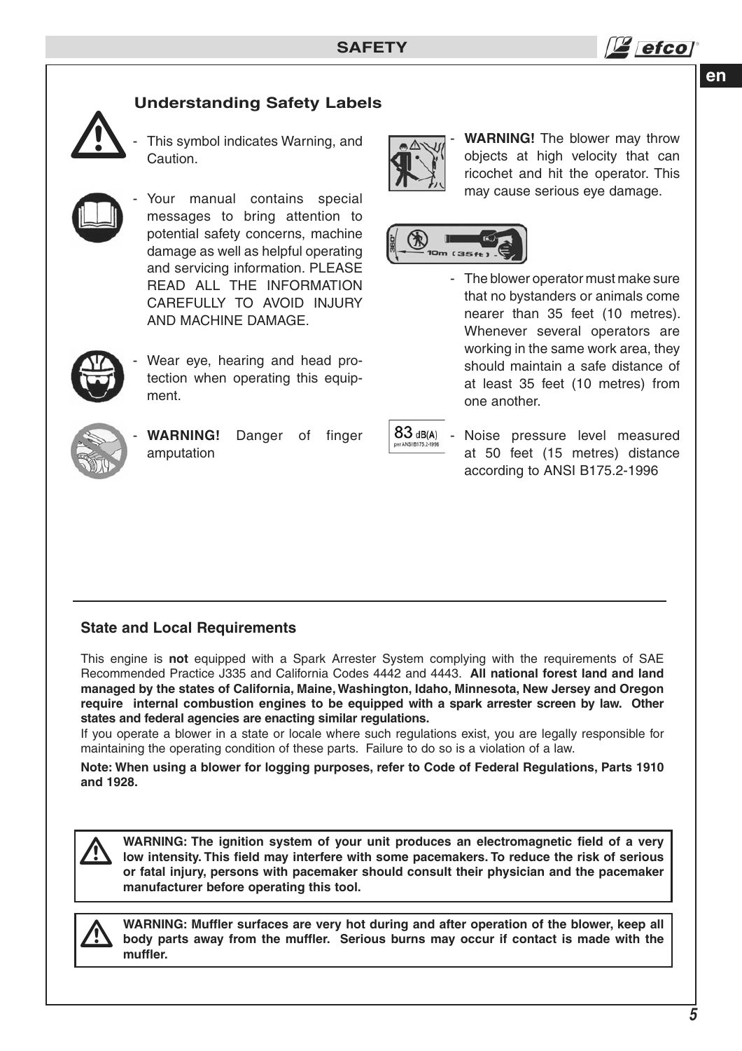## Understanding Safety Labels

- This symbol indicates Warning, and Caution.

- Your manual contains special messages to bring attention to potential safety concerns, machine damage as well as helpful operating and servicing information. PLEASE READ ALL THE INFORMATION CAREFULLY TO AVOID INJURY AND MACHINE DAMAGE.

- Wear eye, hearing and head protection when operating this equipment.

- **WARNING!** Danger of finger amputation

- **WARNING!** The blower may throw objects at high velocity that can ricochet and hit the operator. This may cause serious eye damage.

- The blower operator must make sure that no bystanders or animals come nearer than 35 feet (10 metres). Whenever several operators are working in the same work area, they should maintain a safe distance of at least 35 feet (10 metres) from one another.

- Noise pressure level measured at 50 feet (15 metres) distance according to ANSI B175.2-1996

### State and Local Requirements

This engine is **not** equipped with a Spark Arrester System complying with the requirements of SAE Recommended Practice J335 and California Codes 4442 and 4443. **All national forest land and land managed by the states of California, Maine, Washington, Idaho, Minnesota, New Jersey and Oregon require internal combustion engines to be equipped with a spark arrester screen by law. Other states and federal agencies are enacting similar regulations.**

If you operate a blower in a state or locale where such regulations exist, you are legally responsible for maintaining the operating condition of these parts. Failure to do so is a violation of a law.

**Note: When using a blower for logging purposes, refer to Code of Federal Regulations, Parts 1910 and 1928.**

**WARNING: The ignition system of your unit produces an electromagnetic field of a very low intensity. This field may interfere with some pacemakers. To reduce the risk of serious or fatal injury, persons with pacemaker should consult their physician and the pacemaker manufacturer before operating this tool.**

**WARNING: Muffler surfaces are very hot during and after operation of the blower, keep all body parts away from the muffler. Serious burns may occur if contact is made with the muffler.**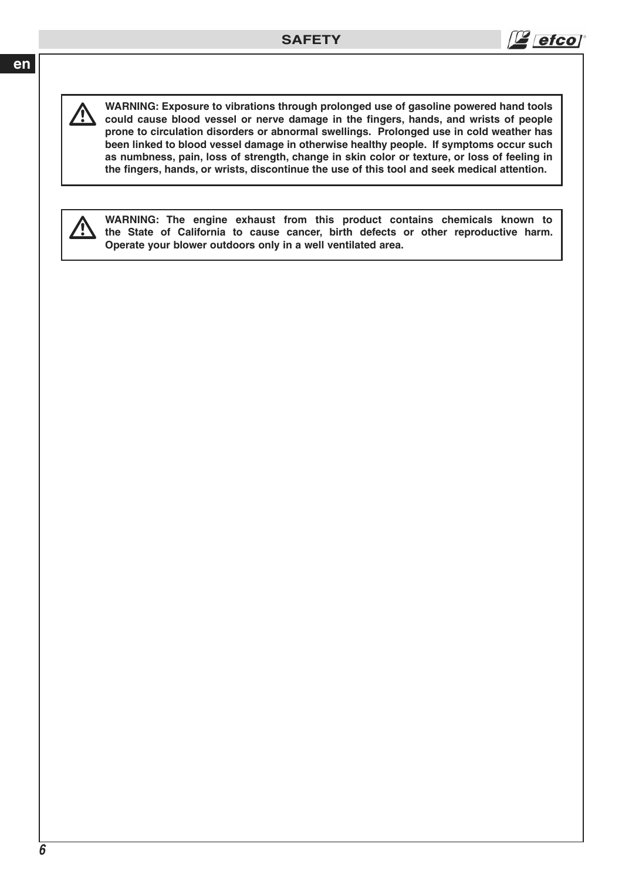**WARNING: Exposure to vibrations through prolonged use of gasoline powered hand tools could cause blood vessel or nerve damage in the fingers, hands, and wrists of people prone to circulation disorders or abnormal swellings. Prolonged use in cold weather has been linked to blood vessel damage in otherwise healthy people. If symptoms occur such as numbness, pain, loss of strength, change in skin color or texture, or loss of feeling in the fingers, hands, or wrists, discontinue the use of this tool and seek medical attention.**

**WARNING: The engine exhaust from this product contains chemicals known to the State of California to cause cancer, birth defects or other reproductive harm. Operate your blower outdoors only in a well ventilated area.**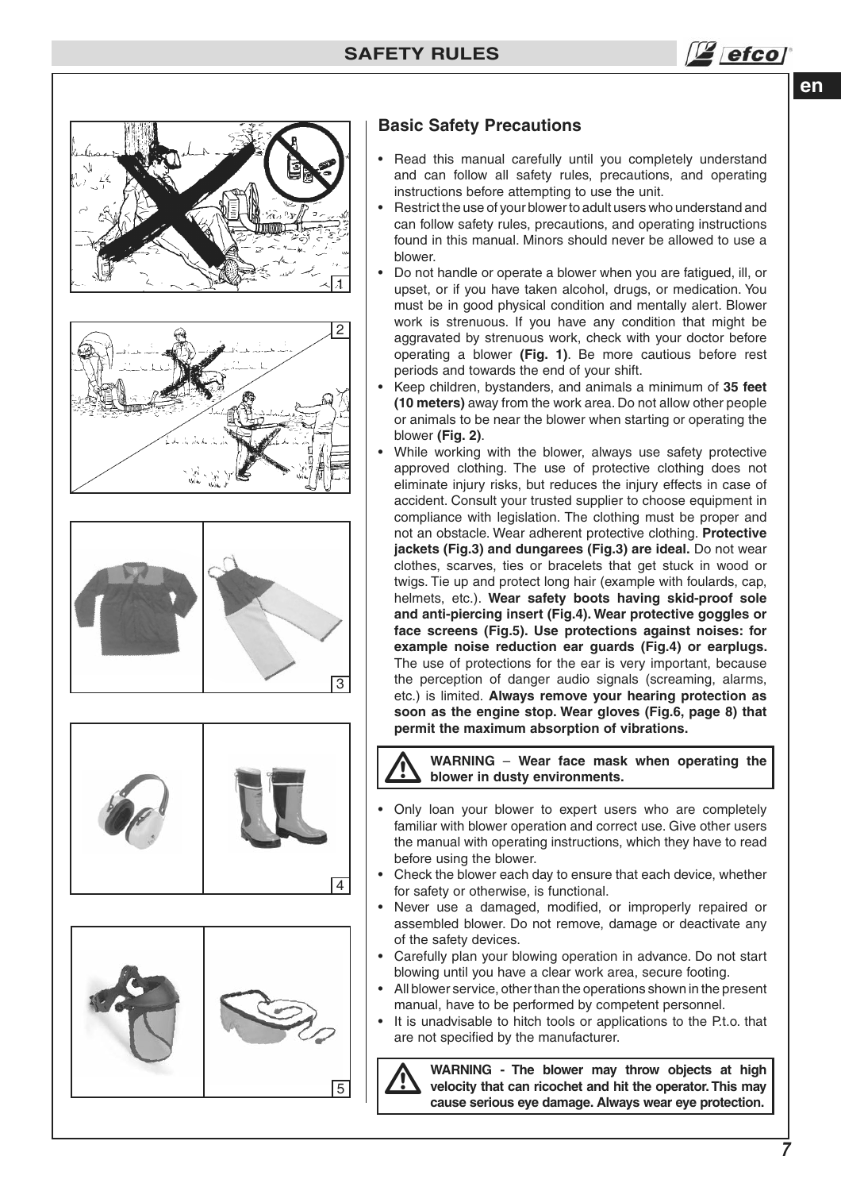## Basic Safety Precautions

- Read this manual carefully until you completely understand and can follow all safety rules, precautions, and operating instructions before attempting to use the unit.
- Restrict the use of your blower to adult users who understand and can follow safety rules, precautions, and operating instructions found in this manual. Minors should never be allowed to use a blower.
- Do not handle or operate a blower when you are fatigued, ill, or upset, or if you have taken alcohol, drugs, or medication. You must be in good physical condition and mentally alert. Blower work is strenuous. If you have any condition that might be aggravated by strenuous work, check with your doctor before operating a blower **(Fig. 1)**. Be more cautious before rest periods and towards the end of your shift.
- Keep children, bystanders, and animals a minimum of **35 feet (10 meters)** away from the work area. Do not allow other people or animals to be near the blower when starting or operating the blower **(Fig. 2)**.
- While working with the blower, always use safety protective approved clothing. The use of protective clothing does not eliminate injury risks, but reduces the injury effects in case of accident. Consult your trusted supplier to choose equipment in compliance with legislation. The clothing must be proper and not an obstacle. Wear adherent protective clothing. **Protective jackets (Fig.3) and dungarees (Fig.3) are ideal.** Do not wear clothes, scarves, ties or bracelets that get stuck in wood or twigs. Tie up and protect long hair (example with foulards, cap, helmets, etc.). **Wear safety boots having skid-proof sole and anti-piercing insert (Fig.4). Wear protective goggles or face screens (Fig.5). Use protections against noises: for example noise reduction ear guards (Fig.4) or earplugs.** The use of protections for the ear is very important, because the perception of danger audio signals (screaming, alarms, etc.) is limited. **Always remove your hearing protection as soon as the engine stop. Wear gloves (Fig.6, page 8) that permit the maximum absorption of vibrations.**

> **WARNING** – **Wear face mask when operating the blower in dusty environments.**

- Only loan your blower to expert users who are completely familiar with blower operation and correct use. Give other users the manual with operating instructions, which they have to read before using the blower.
- Check the blower each day to ensure that each device, whether for safety or otherwise, is functional.
- Never use a damaged, modified, or improperly repaired or assembled blower. Do not remove, damage or deactivate any of the safety devices.
- Carefully plan your blowing operation in advance. Do not start blowing until you have a clear work area, secure footing.
- All blower service, other than the operations shown in the present manual, have to be performed by competent personnel.
- It is unadvisable to hitch tools or applications to the P.t.o. that are not specified by the manufacturer.

> **WARNING - The blower may throw objects at high velocity that can ricochet and hit the operator. This may cause serious eye damage. Always wear eye protection.**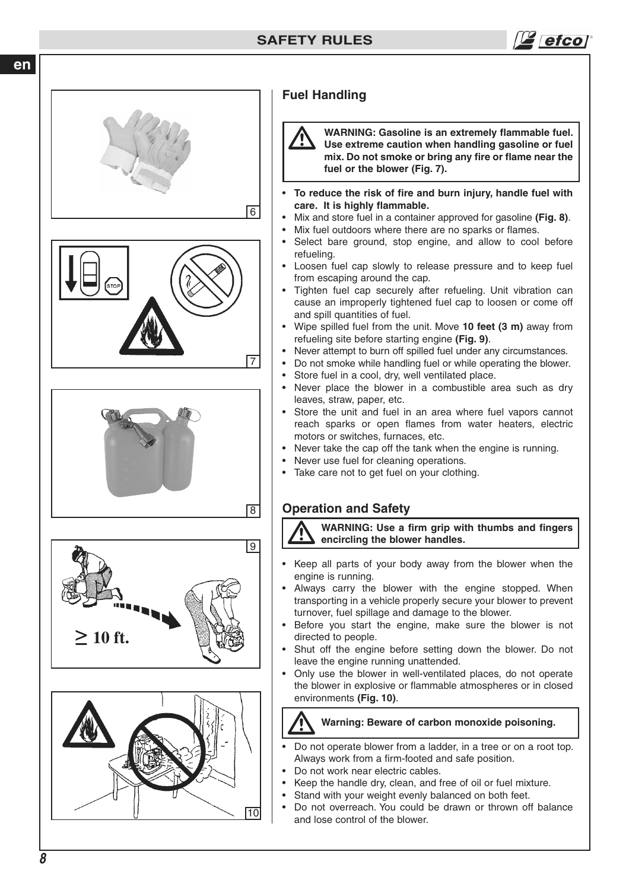## Fuel Handling

> **WARNING: Gasoline is an extremely flammable fuel. Use extreme caution when handling gasoline or fuel mix. Do not smoke or bring any fire or flame near the fuel or the blower (Fig. 7).**

- **To reduce the risk of fire and burn injury, handle fuel with care. It is highly flammable.**
- Mix and store fuel in a container approved for gasoline **(Fig. 8)**.
- Mix fuel outdoors where there are no sparks or flames.
- Select bare ground, stop engine, and allow to cool before refueling.
- Loosen fuel cap slowly to release pressure and to keep fuel from escaping around the cap.
- Tighten fuel cap securely after refueling. Unit vibration can cause an improperly tightened fuel cap to loosen or come off and spill quantities of fuel.
- Wipe spilled fuel from the unit. Move **10 feet (3 m)** away from refueling site before starting engine **(Fig. 9)**.
- Never attempt to burn off spilled fuel under any circumstances.
- Do not smoke while handling fuel or while operating the blower.
- Store fuel in a cool, dry, well ventilated place.
- Never place the blower in a combustible area such as dry leaves, straw, paper, etc.
- Store the unit and fuel in an area where fuel vapors cannot reach sparks or open flames from water heaters, electric motors or switches, furnaces, etc.
- Never take the cap off the tank when the engine is running.
- Never use fuel for cleaning operations.
- Take care not to get fuel on your clothing.

## Operation and Safety

> **WARNING: Use a firm grip with thumbs and fingers encircling the blower handles.**

- Keep all parts of your body away from the blower when the engine is running.
- Always carry the blower with the engine stopped. When transporting in a vehicle properly secure your blower to prevent turnover, fuel spillage and damage to the blower.
- Before you start the engine, make sure the blower is not directed to people.
- Shut off the engine before setting down the blower. Do not leave the engine running unattended.
- Only use the blower in well-ventilated places, do not operate the blower in explosive or flammable atmospheres or in closed environments **(Fig. 10)**.

> **Warning: Beware of carbon monoxide poisoning.**

- Do not operate blower from a ladder, in a tree or on a root top. Always work from a firm-footed and safe position.
- Do not work near electric cables.
- Keep the handle dry, clean, and free of oil or fuel mixture.
- Stand with your weight evenly balanced on both feet.
- Do not overreach. You could be drawn or thrown off balance and lose control of the blower.

6

7

8

9

≥ 10 ft.

10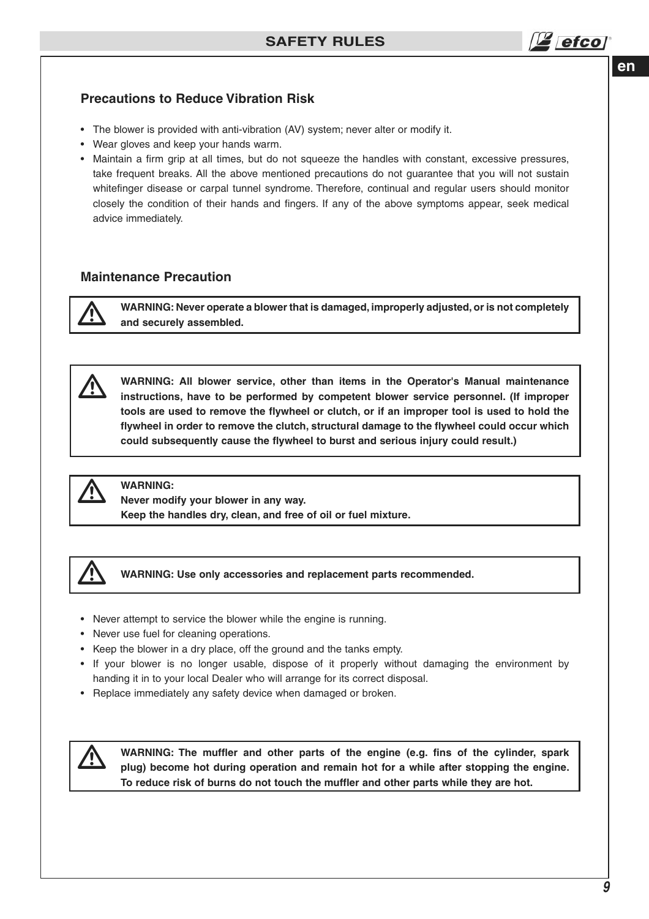### Precautions to Reduce Vibration Risk

- The blower is provided with anti-vibration (AV) system; never alter or modify it.
- Wear gloves and keep your hands warm.
- Maintain a firm grip at all times, but do not squeeze the handles with constant, excessive pressures, take frequent breaks. All the above mentioned precautions do not guarantee that you will not sustain whitefinger disease or carpal tunnel syndrome. Therefore, continual and regular users should monitor closely the condition of their hands and fingers. If any of the above symptoms appear, seek medical advice immediately.

### Maintenance Precaution

⚠ **WARNING: Never operate a blower that is damaged, improperly adjusted, or is not completely and securely assembled.**

⚠ **WARNING: All blower service, other than items in the Operator's Manual maintenance instructions, have to be performed by competent blower service personnel. (If improper tools are used to remove the flywheel or clutch, or if an improper tool is used to hold the flywheel in order to remove the clutch, structural damage to the flywheel could occur which could subsequently cause the flywheel to burst and serious injury could result.)**

⚠ **WARNING:**
**Never modify your blower in any way.**
**Keep the handles dry, clean, and free of oil or fuel mixture.**

⚠ **WARNING: Use only accessories and replacement parts recommended.**

- Never attempt to service the blower while the engine is running.
- Never use fuel for cleaning operations.
- Keep the blower in a dry place, off the ground and the tanks empty.
- If your blower is no longer usable, dispose of it properly without damaging the environment by handing it in to your local Dealer who will arrange for its correct disposal.
- Replace immediately any safety device when damaged or broken.

⚠ **WARNING: The muffler and other parts of the engine (e.g. fins of the cylinder, spark plug) become hot during operation and remain hot for a while after stopping the engine. To reduce risk of burns do not touch the muffler and other parts while they are hot.**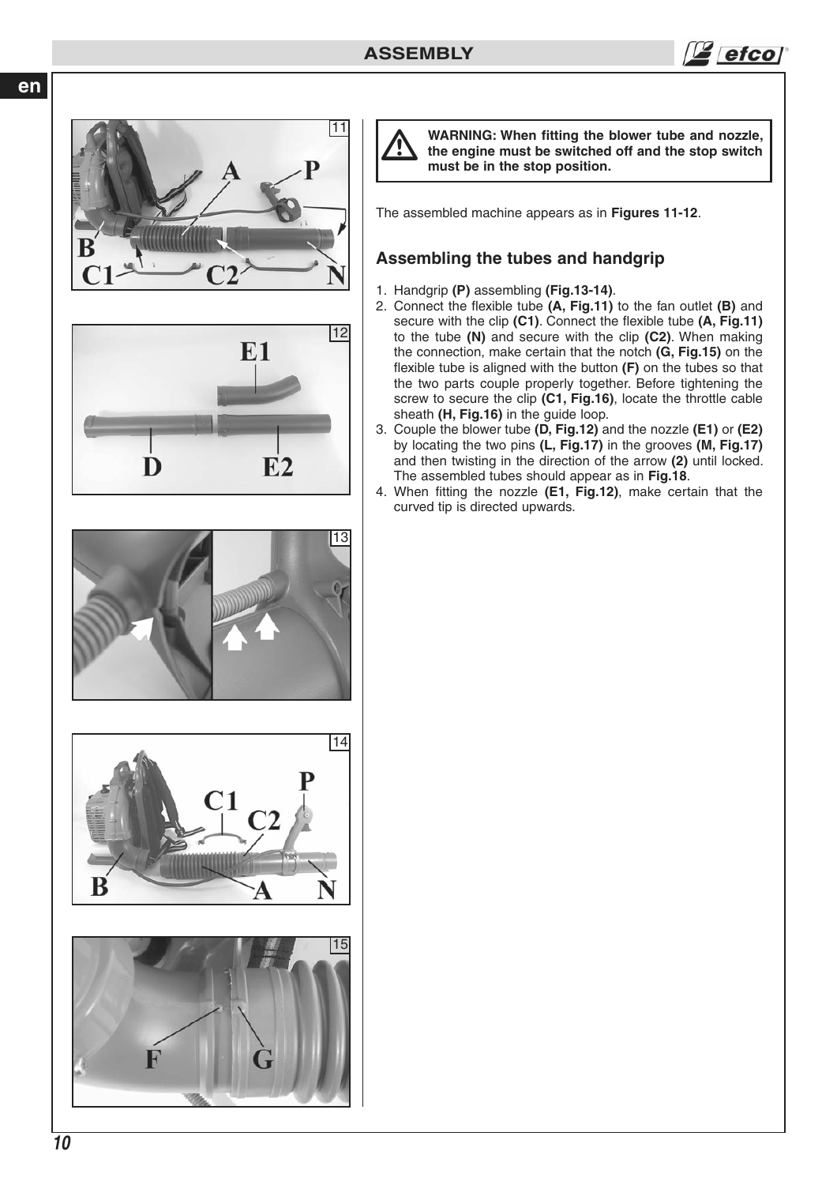**WARNING: When fitting the blower tube and nozzle, the engine must be switched off and the stop switch must be in the stop position.**

The assembled machine appears as in **Figures 11-12**.

## Assembling the tubes and handgrip

1. Handgrip **(P)** assembling **(Fig.13-14)**.
2. Connect the flexible tube **(A, Fig.11)** to the fan outlet **(B)** and secure with the clip **(C1)**. Connect the flexible tube **(A, Fig.11)** to the tube **(N)** and secure with the clip **(C2)**. When making the connection, make certain that the notch **(G, Fig.15)** on the flexible tube is aligned with the button **(F)** on the tubes so that the two parts couple properly together. Before tightening the screw to secure the clip **(C1, Fig.16)**, locate the throttle cable sheath **(H, Fig.16)** in the guide loop.
3. Couple the blower tube **(D, Fig.12)** and the nozzle **(E1)** or **(E2)** by locating the two pins **(L, Fig.17)** in the grooves **(M, Fig.17)** and then twisting in the direction of the arrow **(2)** until locked. The assembled tubes should appear as in **Fig.18**.
4. When fitting the nozzle **(E1, Fig.12)**, make certain that the curved tip is directed upwards.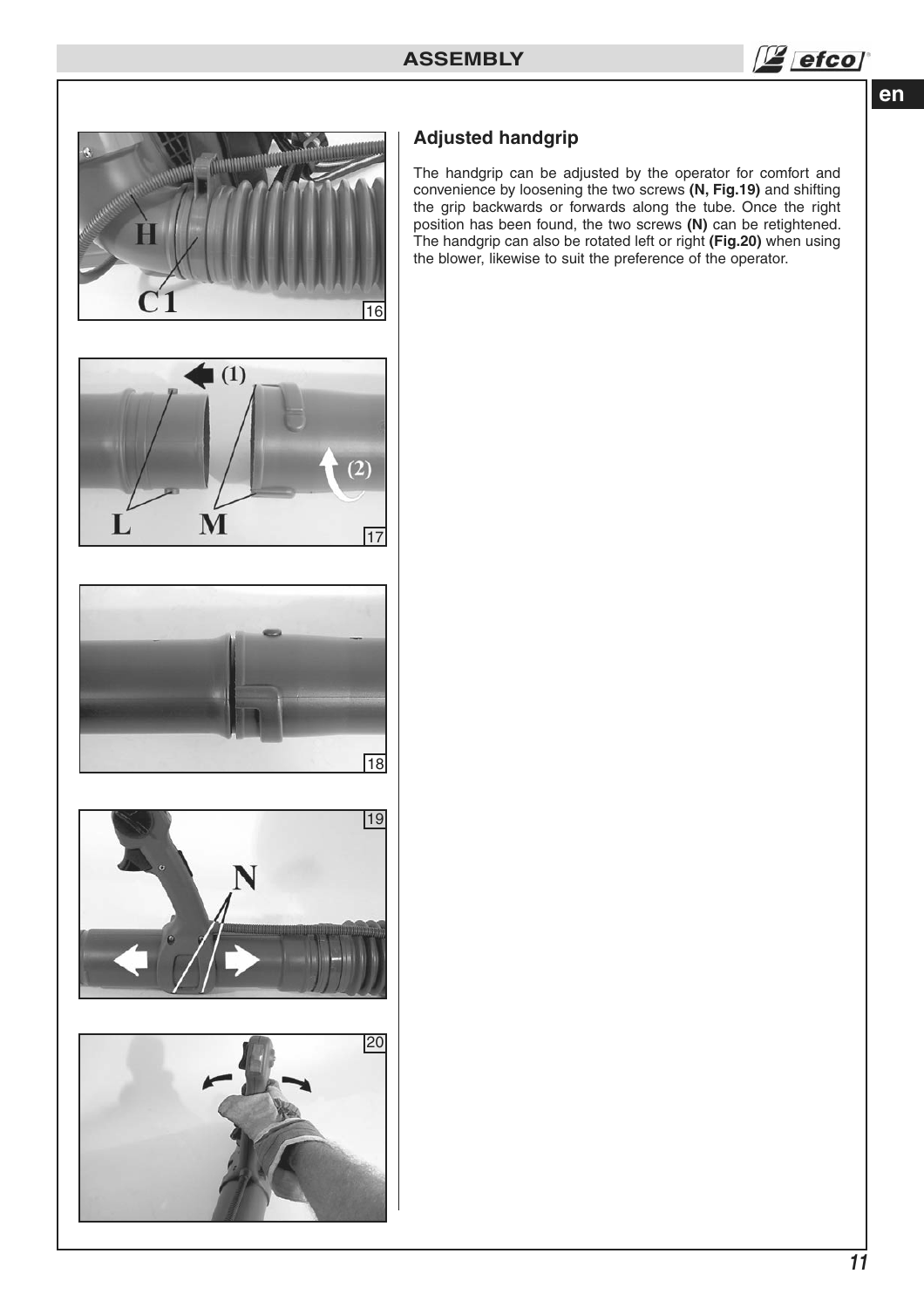## Adjusted handgrip

The handgrip can be adjusted by the operator for comfort and convenience by loosening the two screws **(N, Fig.19)** and shifting the grip backwards or forwards along the tube. Once the right position has been found, the two screws **(N)** can be retightened. The handgrip can also be rotated left or right **(Fig.20)** when using the blower, likewise to suit the preference of the operator.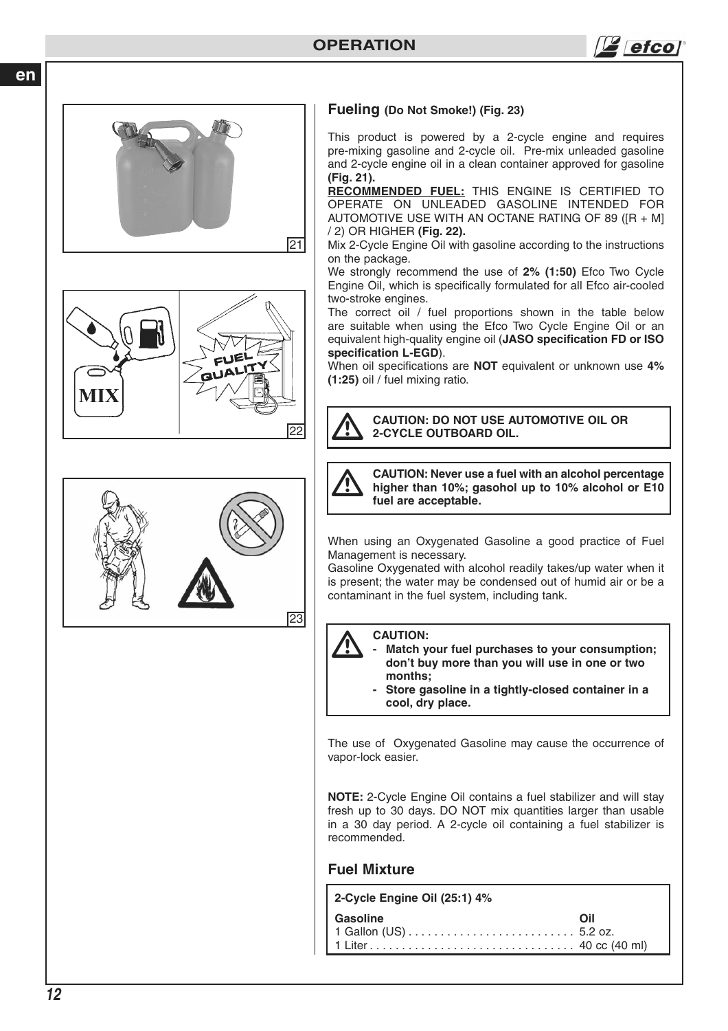## Fueling (Do Not Smoke!) (Fig. 23)

This product is powered by a 2-cycle engine and requires pre-mixing gasoline and 2-cycle oil. Pre-mix unleaded gasoline and 2-cycle engine oil in a clean container approved for gasoline **(Fig. 21).**

**RECOMMENDED FUEL:** THIS ENGINE IS CERTIFIED TO OPERATE ON UNLEADED GASOLINE INTENDED FOR AUTOMOTIVE USE WITH AN OCTANE RATING OF 89 ([R + M] / 2) OR HIGHER **(Fig. 22).**

Mix 2-Cycle Engine Oil with gasoline according to the instructions on the package.

We strongly recommend the use of **2% (1:50)** Efco Two Cycle Engine Oil, which is specifically formulated for all Efco air-cooled two-stroke engines.

The correct oil / fuel proportions shown in the table below are suitable when using the Efco Two Cycle Engine Oil or an equivalent high-quality engine oil (**JASO specification FD or ISO specification L-EGD**).

When oil specifications are **NOT** equivalent or unknown use **4% (1:25)** oil / fuel mixing ratio.

**CAUTION: DO NOT USE AUTOMOTIVE OIL OR 2-CYCLE OUTBOARD OIL.**

**CAUTION: Never use a fuel with an alcohol percentage higher than 10%; gasohol up to 10% alcohol or E10 fuel are acceptable.**

When using an Oxygenated Gasoline a good practice of Fuel Management is necessary.

Gasoline Oxygenated with alcohol readily takes/up water when it is present; the water may be condensed out of humid air or be a contaminant in the fuel system, including tank.

**CAUTION:**
- **Match your fuel purchases to your consumption; don't buy more than you will use in one or two months;**
- **Store gasoline in a tightly-closed container in a cool, dry place.**

The use of Oxygenated Gasoline may cause the occurrence of vapor-lock easier.

**NOTE:** 2-Cycle Engine Oil contains a fuel stabilizer and will stay fresh up to 30 days. DO NOT mix quantities larger than usable in a 30 day period. A 2-cycle oil containing a fuel stabilizer is recommended.

## Fuel Mixture

**2-Cycle Engine Oil (25:1) 4%**

| Gasoline | Oil |
|---|---|
| 1 Gallon (US) | 5.2 oz. |
| 1 Liter | 40 cc (40 ml) |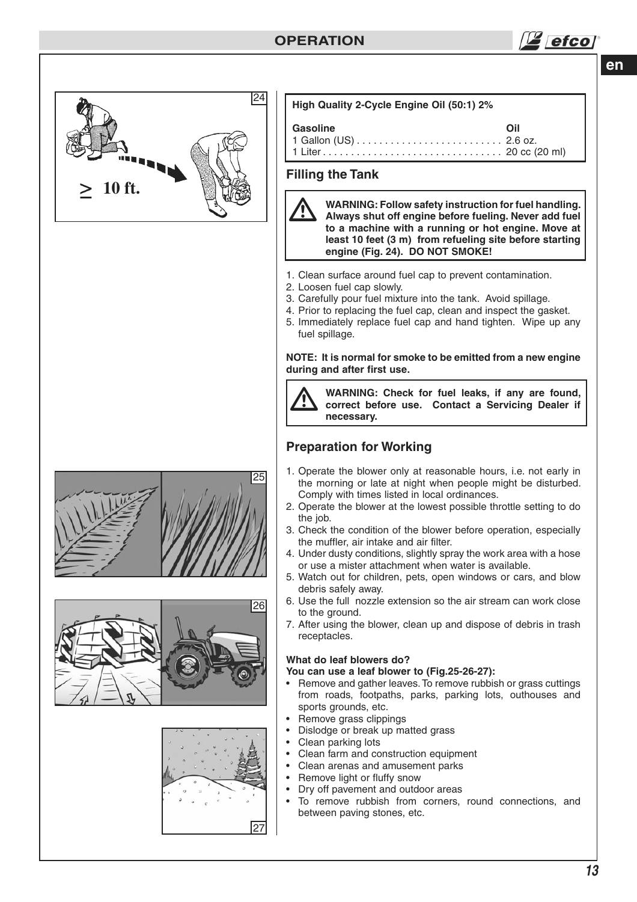**High Quality 2-Cycle Engine Oil (50:1) 2%**

| Gasoline | Oil |
|---|---|
| 1 Gallon (US) | 2.6 oz. |
| 1 Liter | 20 cc (20 ml) |

## Filling the Tank

**WARNING: Follow safety instruction for fuel handling. Always shut off engine before fueling. Never add fuel to a machine with a running or hot engine. Move at least 10 feet (3 m) from refueling site before starting engine (Fig. 24). DO NOT SMOKE!**

1. Clean surface around fuel cap to prevent contamination.
2. Loosen fuel cap slowly.
3. Carefully pour fuel mixture into the tank. Avoid spillage.
4. Prior to replacing the fuel cap, clean and inspect the gasket.
5. Immediately replace fuel cap and hand tighten. Wipe up any fuel spillage.

**NOTE: It is normal for smoke to be emitted from a new engine during and after first use.**

**WARNING: Check for fuel leaks, if any are found, correct before use. Contact a Servicing Dealer if necessary.**

## Preparation for Working

1. Operate the blower only at reasonable hours, i.e. not early in the morning or late at night when people might be disturbed. Comply with times listed in local ordinances.
2. Operate the blower at the lowest possible throttle setting to do the job.
3. Check the condition of the blower before operation, especially the muffler, air intake and air filter.
4. Under dusty conditions, slightly spray the work area with a hose or use a mister attachment when water is available.
5. Watch out for children, pets, open windows or cars, and blow debris safely away.
6. Use the full nozzle extension so the air stream can work close to the ground.
7. After using the blower, clean up and dispose of debris in trash receptacles.

**What do leaf blowers do?**
**You can use a leaf blower to (Fig.25-26-27):**

- Remove and gather leaves. To remove rubbish or grass cuttings from roads, footpaths, parks, parking lots, outhouses and sports grounds, etc.
- Remove grass clippings
- Dislodge or break up matted grass
- Clean parking lots
- Clean farm and construction equipment
- Clean arenas and amusement parks
- Remove light or fluffy snow
- Dry off pavement and outdoor areas
- To remove rubbish from corners, round connections, and between paving stones, etc.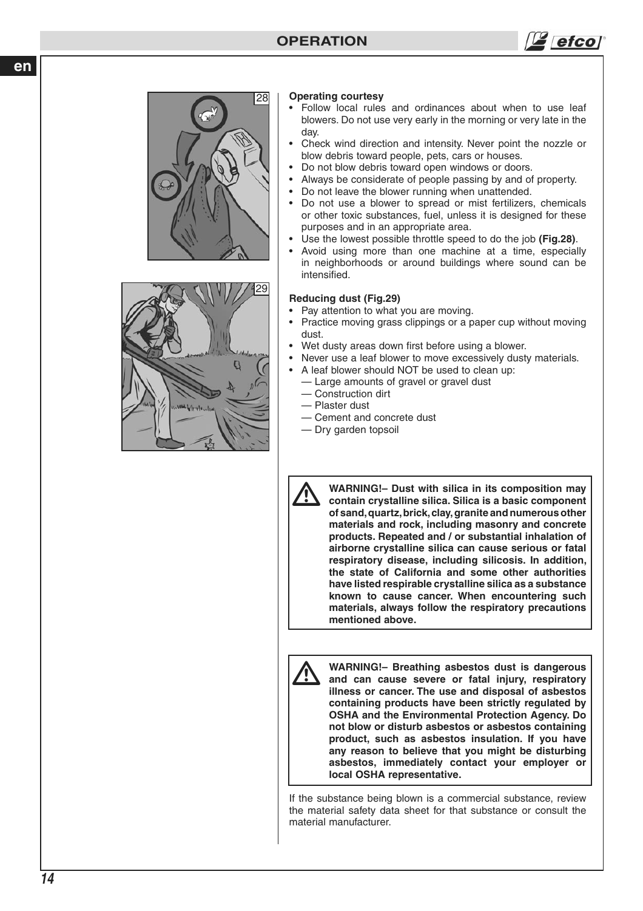**Operating courtesy**

- Follow local rules and ordinances about when to use leaf blowers. Do not use very early in the morning or very late in the day.
- Check wind direction and intensity. Never point the nozzle or blow debris toward people, pets, cars or houses.
- Do not blow debris toward open windows or doors.
- Always be considerate of people passing by and of property.
- Do not leave the blower running when unattended.
- Do not use a blower to spread or mist fertilizers, chemicals or other toxic substances, fuel, unless it is designed for these purposes and in an appropriate area.
- Use the lowest possible throttle speed to do the job **(Fig.28)**.
- Avoid using more than one machine at a time, especially in neighborhoods or around buildings where sound can be intensified.

**Reducing dust (Fig.29)**

- Pay attention to what you are moving.
- Practice moving grass clippings or a paper cup without moving dust.
- Wet dusty areas down first before using a blower.
- Never use a leaf blower to move excessively dusty materials.
- A leaf blower should NOT be used to clean up:
  - — Large amounts of gravel or gravel dust
  - — Construction dirt
  - — Plaster dust
  - — Cement and concrete dust
  - — Dry garden topsoil

**WARNING!– Dust with silica in its composition may contain crystalline silica. Silica is a basic component of sand, quartz, brick, clay, granite and numerous other materials and rock, including masonry and concrete products. Repeated and / or substantial inhalation of airborne crystalline silica can cause serious or fatal respiratory disease, including silicosis. In addition, the state of California and some other authorities have listed respirable crystalline silica as a substance known to cause cancer. When encountering such materials, always follow the respiratory precautions mentioned above.**

**WARNING!– Breathing asbestos dust is dangerous and can cause severe or fatal injury, respiratory illness or cancer. The use and disposal of asbestos containing products have been strictly regulated by OSHA and the Environmental Protection Agency. Do not blow or disturb asbestos or asbestos containing product, such as asbestos insulation. If you have any reason to believe that you might be disturbing asbestos, immediately contact your employer or local OSHA representative.**

If the substance being blown is a commercial substance, review the material safety data sheet for that substance or consult the material manufacturer.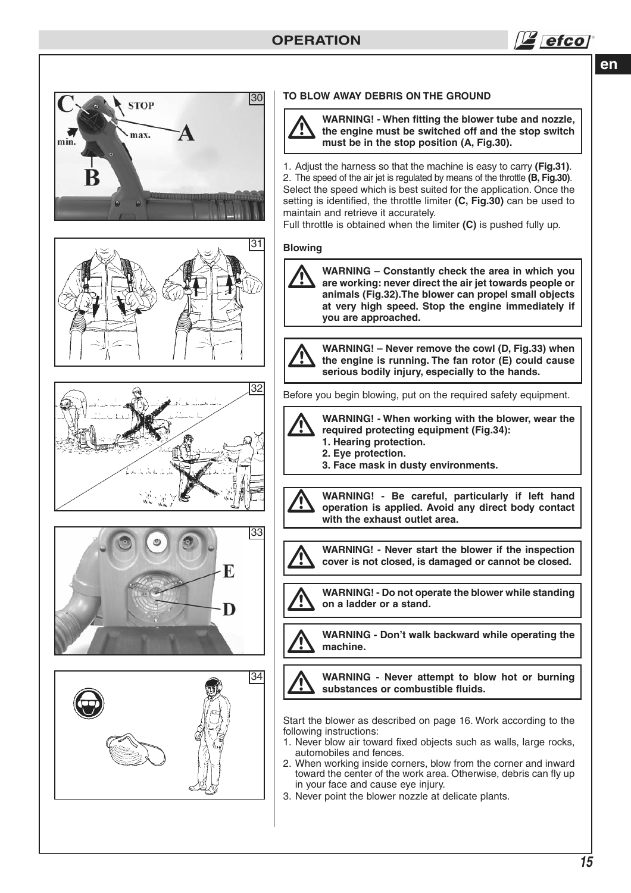## TO BLOW AWAY DEBRIS ON THE GROUND

**WARNING! - When fitting the blower tube and nozzle, the engine must be switched off and the stop switch must be in the stop position (A, Fig.30).**

1. Adjust the harness so that the machine is easy to carry **(Fig.31)**.
2. The speed of the air jet is regulated by means of the throttle **(B, Fig.30)**.

Select the speed which is best suited for the application. Once the setting is identified, the throttle limiter **(C, Fig.30)** can be used to maintain and retrieve it accurately.
Full throttle is obtained when the limiter **(C)** is pushed fully up.

### Blowing

**WARNING – Constantly check the area in which you are working: never direct the air jet towards people or animals (Fig.32).The blower can propel small objects at very high speed. Stop the engine immediately if you are approached.**

**WARNING! – Never remove the cowl (D, Fig.33) when the engine is running. The fan rotor (E) could cause serious bodily injury, especially to the hands.**

Before you begin blowing, put on the required safety equipment.

**WARNING! - When working with the blower, wear the required protecting equipment (Fig.34):**
**1. Hearing protection.**
**2. Eye protection.**
**3. Face mask in dusty environments.**

**WARNING! - Be careful, particularly if left hand operation is applied. Avoid any direct body contact with the exhaust outlet area.**

**WARNING! - Never start the blower if the inspection cover is not closed, is damaged or cannot be closed.**

**WARNING! - Do not operate the blower while standing on a ladder or a stand.**

**WARNING - Don't walk backward while operating the machine.**

**WARNING - Never attempt to blow hot or burning substances or combustible fluids.**

Start the blower as described on page 16. Work according to the following instructions:

1. Never blow air toward fixed objects such as walls, large rocks, automobiles and fences.
2. When working inside corners, blow from the corner and inward toward the center of the work area. Otherwise, debris can fly up in your face and cause eye injury.
3. Never point the blower nozzle at delicate plants.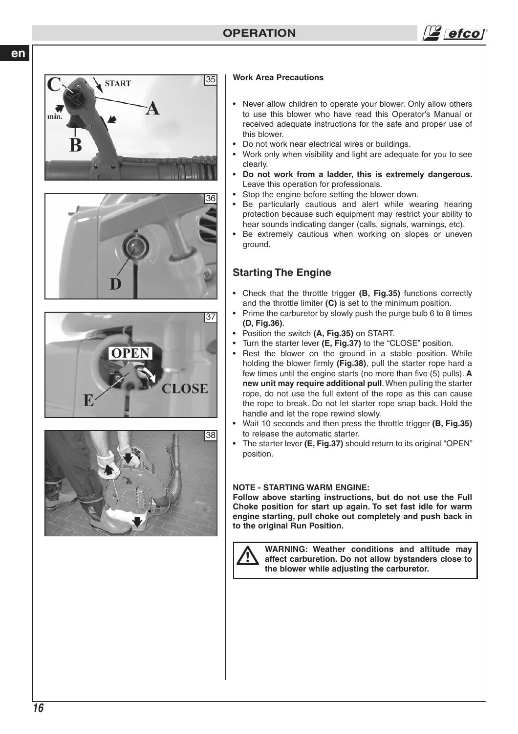**Work Area Precautions**

- Never allow children to operate your blower. Only allow others to use this blower who have read this Operator's Manual or received adequate instructions for the safe and proper use of this blower.
- Do not work near electrical wires or buildings.
- Work only when visibility and light are adequate for you to see clearly.
- **Do not work from a ladder, this is extremely dangerous.** Leave this operation for professionals.
- Stop the engine before setting the blower down.
- Be particularly cautious and alert while wearing hearing protection because such equipment may restrict your ability to hear sounds indicating danger (calls, signals, warnings, etc).
- Be extremely cautious when working on slopes or uneven ground.

## Starting The Engine

- Check that the throttle trigger **(B, Fig.35)** functions correctly and the throttle limiter **(C)** is set to the minimum position.
- Prime the carburetor by slowly push the purge bulb 6 to 8 times **(D, Fig.36)**.
- Position the switch **(A, Fig.35)** on START.
- Turn the starter lever **(E, Fig.37)** to the "CLOSE" position.
- Rest the blower on the ground in a stable position. While holding the blower firmly **(Fig.38)**, pull the starter rope hard a few times until the engine starts (no more than five (5) pulls). **A new unit may require additional pull**. When pulling the starter rope, do not use the full extent of the rope as this can cause the rope to break. Do not let starter rope snap back. Hold the handle and let the rope rewind slowly.
- Wait 10 seconds and then press the throttle trigger **(B, Fig.35)** to release the automatic starter.
- The starter lever **(E, Fig.37)** should return to its original "OPEN" position.

**NOTE - STARTING WARM ENGINE:**
**Follow above starting instructions, but do not use the Full Choke position for start up again. To set fast idle for warm engine starting, pull choke out completely and push back in to the original Run Position.**

**WARNING: Weather conditions and altitude may affect carburetion. Do not allow bystanders close to the blower while adjusting the carburetor.**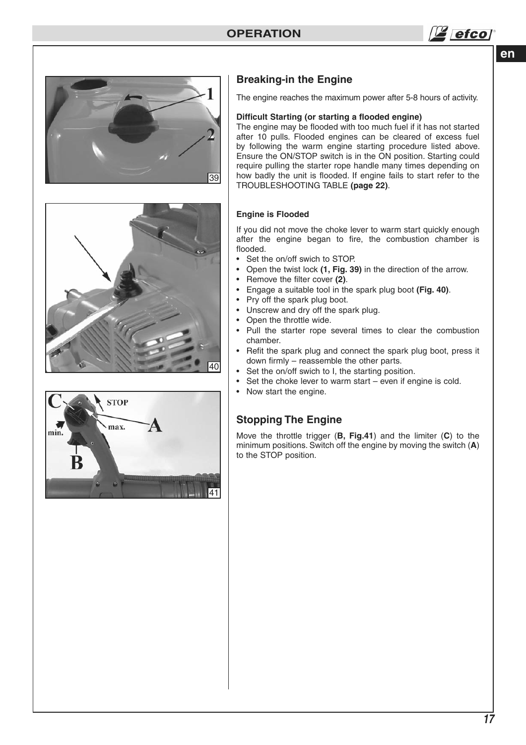## Breaking-in the Engine

The engine reaches the maximum power after 5-8 hours of activity.

**Difficult Starting (or starting a flooded engine)**

The engine may be flooded with too much fuel if it has not started after 10 pulls. Flooded engines can be cleared of excess fuel by following the warm engine starting procedure listed above. Ensure the ON/STOP switch is in the ON position. Starting could require pulling the starter rope handle many times depending on how badly the unit is flooded. If engine fails to start refer to the TROUBLESHOOTING TABLE **(page 22)**.

**Engine is Flooded**

If you did not move the choke lever to warm start quickly enough after the engine began to fire, the combustion chamber is flooded.

- Set the on/off swich to STOP.
- Open the twist lock **(1, Fig. 39)** in the direction of the arrow.
- Remove the filter cover **(2)**.
- Engage a suitable tool in the spark plug boot **(Fig. 40)**.
- Pry off the spark plug boot.
- Unscrew and dry off the spark plug.
- Open the throttle wide.
- Pull the starter rope several times to clear the combustion chamber.
- Refit the spark plug and connect the spark plug boot, press it down firmly – reassemble the other parts.
- Set the on/off swich to I, the starting position.
- Set the choke lever to warm start – even if engine is cold.
- Now start the engine.

## Stopping The Engine

Move the throttle trigger (**B, Fig.41**) and the limiter (**C**) to the minimum positions. Switch off the engine by moving the switch (**A**) to the STOP position.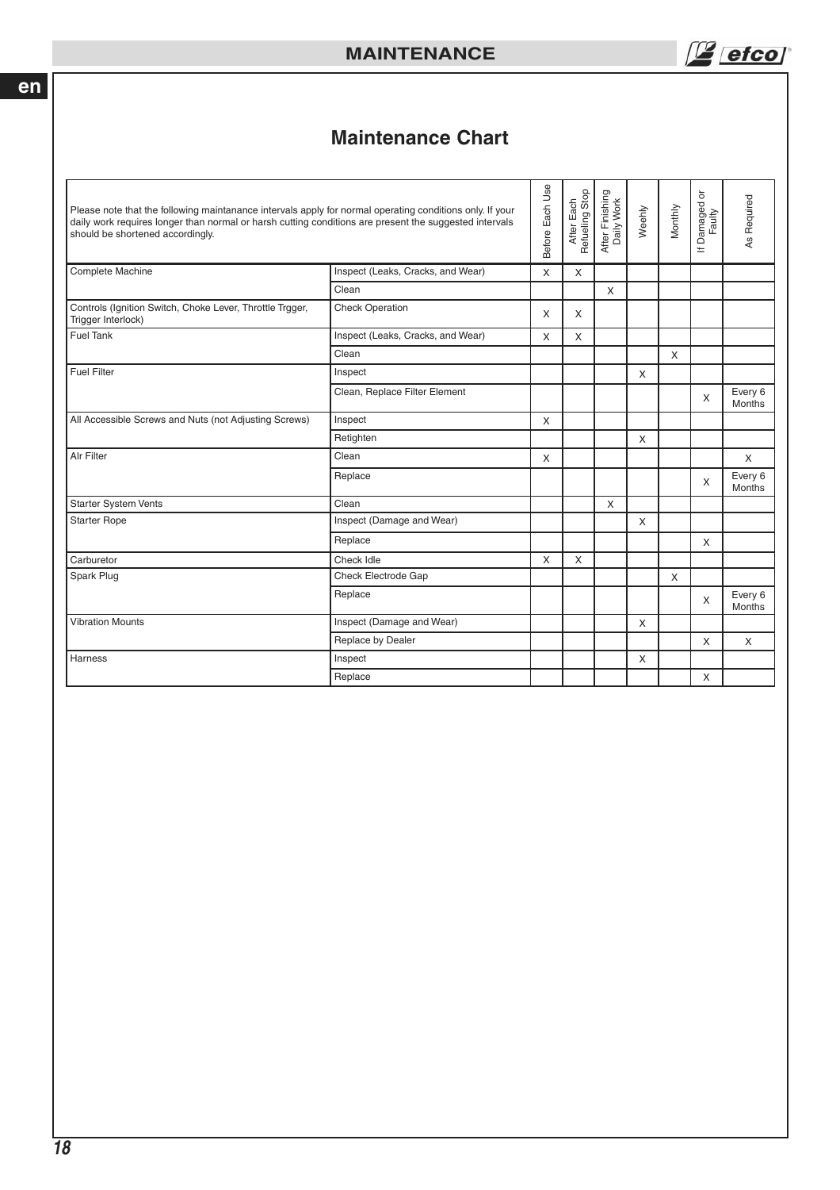# Maintenance Chart

| Please note that the following maintanance intervals apply for normal operating conditions only. If your daily work requires longer than normal or harsh cutting conditions are present the suggested intervals should be shortened accordingly. | | Before Each Use | After Each Refueling Stop | After Finishing Daily Work | Weehly | Monthly | If Damaged or Faulty | As Required |
|---|---|---|---|---|---|---|---|---|
| Complete Machine | Inspect (Leaks, Cracks, and Wear) | X | X | | | | | |
| | Clean | | | X | | | | |
| Controls (Ignition Switch, Choke Lever, Throttle Trgger, Trigger Interlock) | Check Operation | X | X | | | | | |
| Fuel Tank | Inspect (Leaks, Cracks, and Wear) | X | X | | | | | |
| | Clean | | | | | X | | |
| Fuel Filter | Inspect | | | | X | | | |
| | Clean, Replace Filter Element | | | | | | X | Every 6 Months |
| All Accessible Screws and Nuts (not Adjusting Screws) | Inspect | X | | | | | | |
| | Retighten | | | | X | | | |
| AIr Filter | Clean | X | | | | | | X |
| | Replace | | | | | | X | Every 6 Months |
| Starter System Vents | Clean | | | X | | | | |
| Starter Rope | Inspect (Damage and Wear) | | | | X | | | |
| | Replace | | | | | | X | |
| Carburetor | Check Idle | X | X | | | | | |
| Spark Plug | Check Electrode Gap | | | | | X | | |
| | Replace | | | | | | X | Every 6 Months |
| Vibration Mounts | Inspect (Damage and Wear) | | | | X | | | |
| | Replace by Dealer | | | | | | X | X |
| Harness | Inspect | | | | X | | | |
| | Replace | | | | | | X | |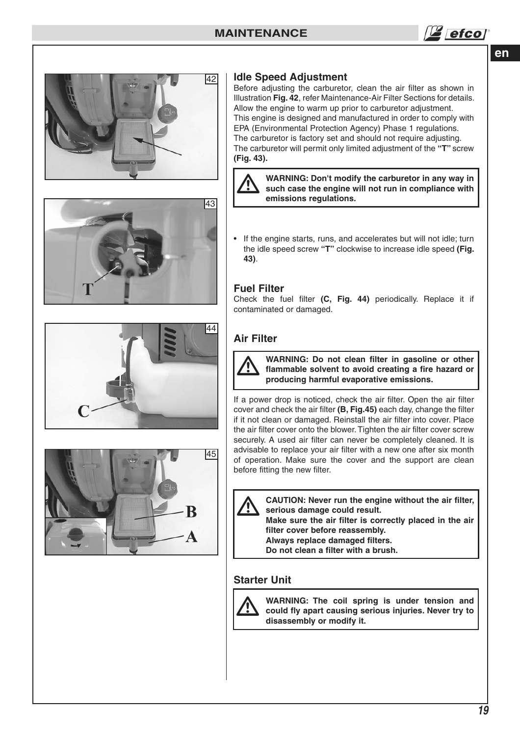## Idle Speed Adjustment

Before adjusting the carburetor, clean the air filter as shown in Illustration **Fig. 42**, refer Maintenance-Air Filter Sections for details. Allow the engine to warm up prior to carburetor adjustment.
This engine is designed and manufactured in order to comply with EPA (Environmental Protection Agency) Phase 1 regulations.
The carburetor is factory set and should not require adjusting.
The carburetor will permit only limited adjustment of the **"T"** screw **(Fig. 43).**

> **WARNING: Don't modify the carburetor in any way in such case the engine will not run in compliance with emissions regulations.**

- If the engine starts, runs, and accelerates but will not idle; turn the idle speed screw **"T"** clockwise to increase idle speed **(Fig. 43)**.

## Fuel Filter

Check the fuel filter **(C, Fig. 44)** periodically. Replace it if contaminated or damaged.

## Air Filter

> **WARNING: Do not clean filter in gasoline or other flammable solvent to avoid creating a fire hazard or producing harmful evaporative emissions.**

If a power drop is noticed, check the air filter. Open the air filter cover and check the air filter **(B, Fig.45)** each day, change the filter if it not clean or damaged. Reinstall the air filter into cover. Place the air filter cover onto the blower. Tighten the air filter cover screw securely. A used air filter can never be completely cleaned. It is advisable to replace your air filter with a new one after six month of operation. Make sure the cover and the support are clean before fitting the new filter.

> **CAUTION: Never run the engine without the air filter, serious damage could result.**
> **Make sure the air filter is correctly placed in the air filter cover before reassembly.**
> **Always replace damaged filters.**
> **Do not clean a filter with a brush.**

## Starter Unit

> **WARNING: The coil spring is under tension and could fly apart causing serious injuries. Never try to disassembly or modify it.**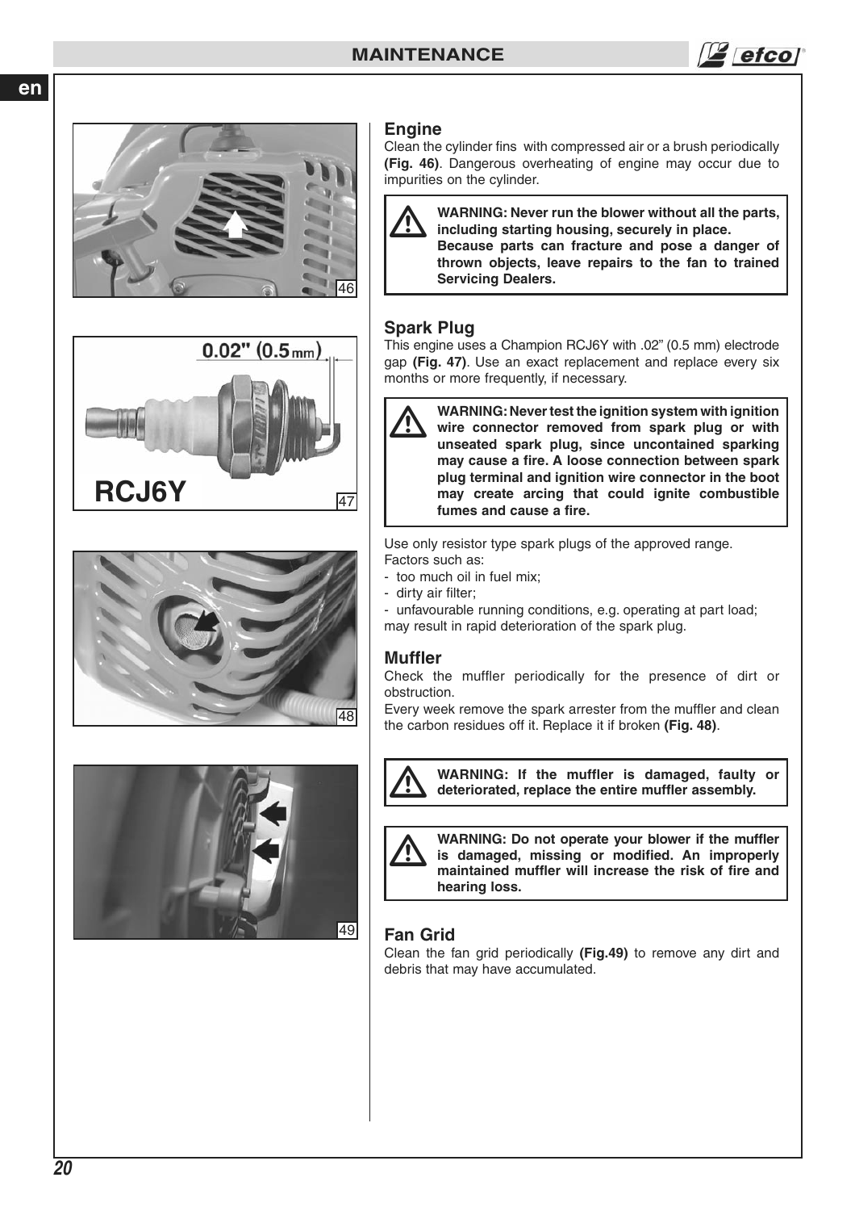## Engine

Clean the cylinder fins with compressed air or a brush periodically **(Fig. 46)**. Dangerous overheating of engine may occur due to impurities on the cylinder.

> **WARNING: Never run the blower without all the parts, including starting housing, securely in place. Because parts can fracture and pose a danger of thrown objects, leave repairs to the fan to trained Servicing Dealers.**

## Spark Plug

This engine uses a Champion RCJ6Y with .02" (0.5 mm) electrode gap **(Fig. 47)**. Use an exact replacement and replace every six months or more frequently, if necessary.

> **WARNING: Never test the ignition system with ignition wire connector removed from spark plug or with unseated spark plug, since uncontained sparking may cause a fire. A loose connection between spark plug terminal and ignition wire connector in the boot may create arcing that could ignite combustible fumes and cause a fire.**

Use only resistor type spark plugs of the approved range.
Factors such as:

- too much oil in fuel mix;
- dirty air filter;
- unfavourable running conditions, e.g. operating at part load;

may result in rapid deterioration of the spark plug.

## Muffler

Check the muffler periodically for the presence of dirt or obstruction.
Every week remove the spark arrester from the muffler and clean the carbon residues off it. Replace it if broken **(Fig. 48)**.

> **WARNING: If the muffler is damaged, faulty or deteriorated, replace the entire muffler assembly.**

> **WARNING: Do not operate your blower if the muffler is damaged, missing or modified. An improperly maintained muffler will increase the risk of fire and hearing loss.**

## Fan Grid

Clean the fan grid periodically **(Fig.49)** to remove any dirt and debris that may have accumulated.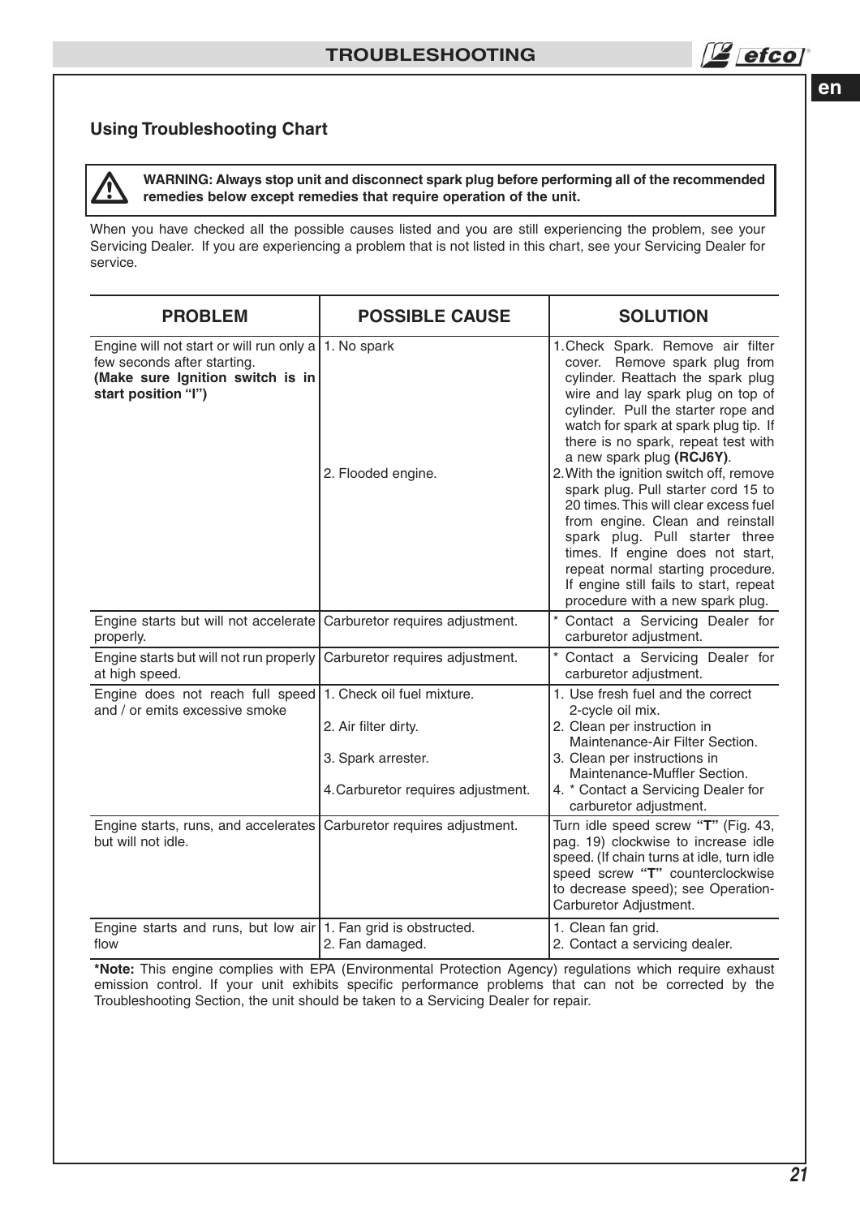## Using Troubleshooting Chart

> ⚠ **WARNING: Always stop unit and disconnect spark plug before performing all of the recommended remedies below except remedies that require operation of the unit.**

When you have checked all the possible causes listed and you are still experiencing the problem, see your Servicing Dealer. If you are experiencing a problem that is not listed in this chart, see your Servicing Dealer for service.

| PROBLEM | POSSIBLE CAUSE | SOLUTION |
|---|---|---|
| Engine will not start or will run only a few seconds after starting. **(Make sure Ignition switch is in start position "I")** | 1. No spark<br><br>2. Flooded engine. | 1. Check Spark. Remove air filter cover. Remove spark plug from cylinder. Reattach the spark plug wire and lay spark plug on top of cylinder. Pull the starter rope and watch for spark at spark plug tip. If there is no spark, repeat test with a new spark plug **(RCJ6Y)**.<br>2. With the ignition switch off, remove spark plug. Pull starter cord 15 to 20 times. This will clear excess fuel from engine. Clean and reinstall spark plug. Pull starter three times. If engine does not start, repeat normal starting procedure. If engine still fails to start, repeat procedure with a new spark plug. |
| Engine starts but will not accelerate properly. | Carburetor requires adjustment. | * Contact a Servicing Dealer for carburetor adjustment. |
| Engine starts but will not run properly at high speed. | Carburetor requires adjustment. | * Contact a Servicing Dealer for carburetor adjustment. |
| Engine does not reach full speed and / or emits excessive smoke | 1. Check oil fuel mixture.<br>2. Air filter dirty.<br>3. Spark arrester.<br>4. Carburetor requires adjustment. | 1. Use fresh fuel and the correct 2-cycle oil mix.<br>2. Clean per instruction in Maintenance-Air Filter Section.<br>3. Clean per instructions in Maintenance-Muffler Section.<br>4. * Contact a Servicing Dealer for carburetor adjustment. |
| Engine starts, runs, and accelerates but will not idle. | Carburetor requires adjustment. | Turn idle speed screw **"T"** (Fig. 43, pag. 19) clockwise to increase idle speed. (If chain turns at idle, turn idle speed screw **"T"** counterclockwise to decrease speed); see Operation-Carburetor Adjustment. |
| Engine starts and runs, but low air flow | 1. Fan grid is obstructed.<br>2. Fan damaged. | 1. Clean fan grid.<br>2. Contact a servicing dealer. |

***Note:** This engine complies with EPA (Environmental Protection Agency) regulations which require exhaust emission control. If your unit exhibits specific performance problems that can not be corrected by the Troubleshooting Section, the unit should be taken to a Servicing Dealer for repair.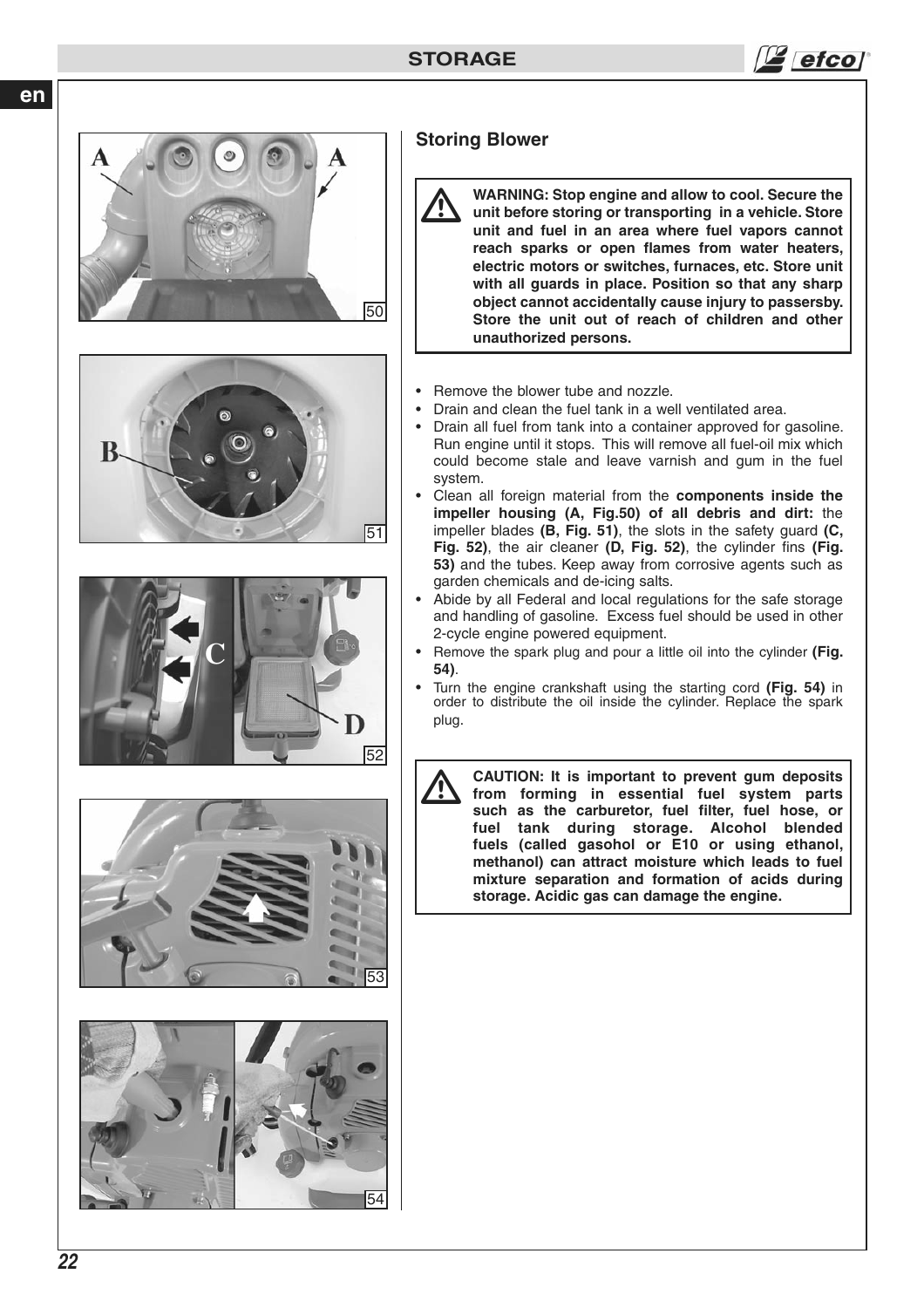# STORAGE

## Storing Blower

> **WARNING: Stop engine and allow to cool. Secure the unit before storing or transporting in a vehicle. Store unit and fuel in an area where fuel vapors cannot reach sparks or open flames from water heaters, electric motors or switches, furnaces, etc. Store unit with all guards in place. Position so that any sharp object cannot accidentally cause injury to passersby. Store the unit out of reach of children and other unauthorized persons.**

- Remove the blower tube and nozzle.
- Drain and clean the fuel tank in a well ventilated area.
- Drain all fuel from tank into a container approved for gasoline. Run engine until it stops. This will remove all fuel-oil mix which could become stale and leave varnish and gum in the fuel system.
- Clean all foreign material from the **components inside the impeller housing (A, Fig.50) of all debris and dirt:** the impeller blades **(B, Fig. 51)**, the slots in the safety guard **(C, Fig. 52)**, the air cleaner **(D, Fig. 52)**, the cylinder fins **(Fig. 53)** and the tubes. Keep away from corrosive agents such as garden chemicals and de-icing salts.
- Abide by all Federal and local regulations for the safe storage and handling of gasoline. Excess fuel should be used in other 2-cycle engine powered equipment.
- Remove the spark plug and pour a little oil into the cylinder **(Fig. 54)**.
- Turn the engine crankshaft using the starting cord **(Fig. 54)** in order to distribute the oil inside the cylinder. Replace the spark plug.

> **CAUTION: It is important to prevent gum deposits from forming in essential fuel system parts such as the carburetor, fuel filter, fuel hose, or fuel tank during storage. Alcohol blended fuels (called gasohol or E10 or using ethanol, methanol) can attract moisture which leads to fuel mixture separation and formation of acids during storage. Acidic gas can damage the engine.**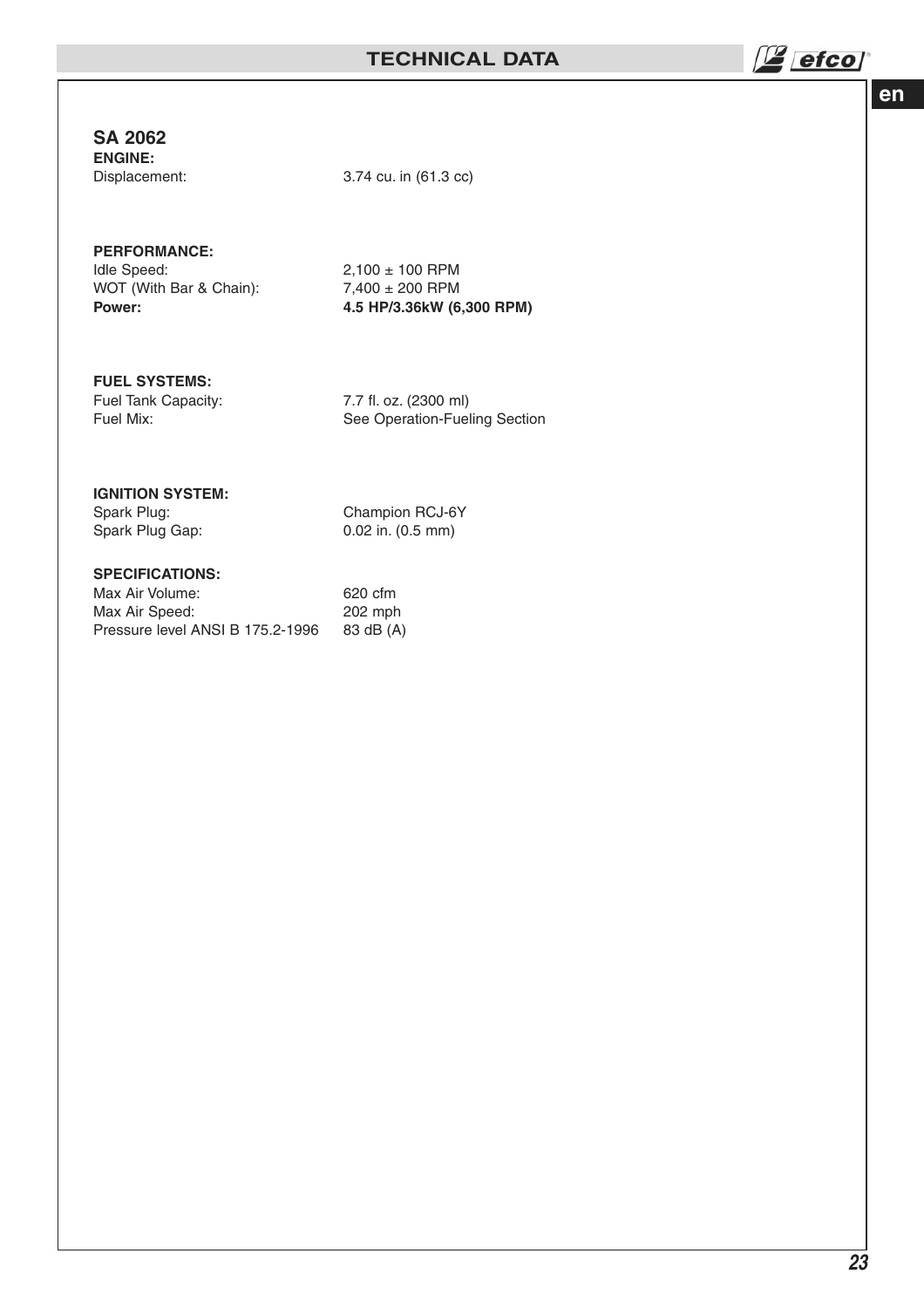## SA 2062

**ENGINE:**

| | |
|---|---|
| Displacement: | 3.74 cu. in (61.3 cc) |

**PERFORMANCE:**

| | |
|---|---|
| Idle Speed: | 2,100 ± 100 RPM |
| WOT (With Bar & Chain): | 7,400 ± 200 RPM |
| **Power:** | **4.5 HP/3.36kW (6,300 RPM)** |

**FUEL SYSTEMS:**

| | |
|---|---|
| Fuel Tank Capacity: | 7.7 fl. oz. (2300 ml) |
| Fuel Mix: | See Operation-Fueling Section |

**IGNITION SYSTEM:**

| | |
|---|---|
| Spark Plug: | Champion RCJ-6Y |
| Spark Plug Gap: | 0.02 in. (0.5 mm) |

**SPECIFICATIONS:**

| | |
|---|---|
| Max Air Volume: | 620 cfm |
| Max Air Speed: | 202 mph |
| Pressure level ANSI B 175.2-1996 | 83 dB (A) |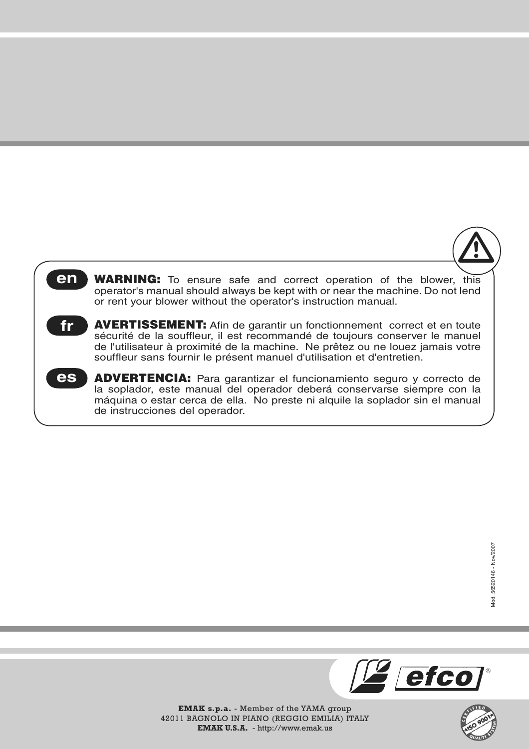**en** **WARNING:** To ensure safe and correct operation of the blower, this operator's manual should always be kept with or near the machine. Do not lend or rent your blower without the operator's instruction manual.

**fr** **AVERTISSEMENT:** Afin de garantir un fonctionnement correct et en toute sécurité de la souffleur, il est recommandé de toujours conserver le manuel de l'utilisateur à proximité de la machine. Ne prêtez ou ne louez jamais votre souffleur sans fournir le présent manuel d'utilisation et d'entretien.

**es** **ADVERTENCIA:** Para garantizar el funcionamiento seguro y correcto de la soplador, este manual del operador deberá conservarse siempre con la máquina o estar cerca de ella. No preste ni alquile la soplador sin el manual de instrucciones del operador.

Mod. 56520146 - Nov/2007

efco®

**EMAK s.p.a.** - Member of the YAMA group
42011 BAGNOLO IN PIANO (REGGIO EMILIA) ITALY
**EMAK U.S.A.** - http://www.emak.us

CERTIFIED ISO 9001 QUALITY SYSTEM